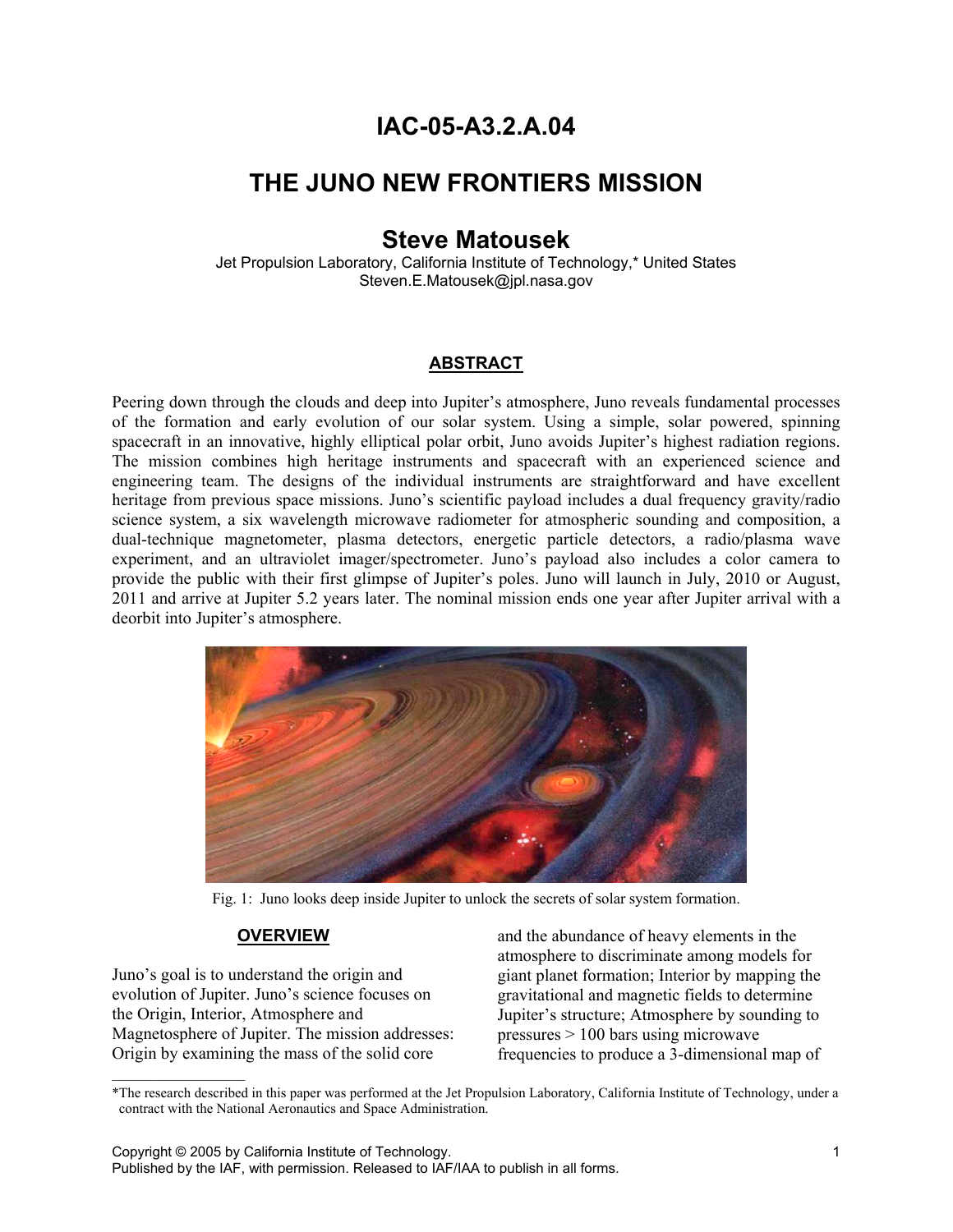# IAC-05-A3.2.A.04

# THE JUNO NEW FRONTIERS MISSION

## Steve Matousek

Jet Propulsion Laboratory, California Institute of Technology,* United States
Steven.E.Matousek@jpl.nasa.gov

## ABSTRACT

Peering down through the clouds and deep into Jupiter's atmosphere, Juno reveals fundamental processes of the formation and early evolution of our solar system. Using a simple, solar powered, spinning spacecraft in an innovative, highly elliptical polar orbit, Juno avoids Jupiter's highest radiation regions. The mission combines high heritage instruments and spacecraft with an experienced science and engineering team. The designs of the individual instruments are straightforward and have excellent heritage from previous space missions. Juno's scientific payload includes a dual frequency gravity/radio science system, a six wavelength microwave radiometer for atmospheric sounding and composition, a dual-technique magnetometer, plasma detectors, energetic particle detectors, a radio/plasma wave experiment, and an ultraviolet imager/spectrometer. Juno's payload also includes a color camera to provide the public with their first glimpse of Jupiter's poles. Juno will launch in July, 2010 or August, 2011 and arrive at Jupiter 5.2 years later. The nominal mission ends one year after Jupiter arrival with a deorbit into Jupiter's atmosphere.

Fig. 1: Juno looks deep inside Jupiter to unlock the secrets of solar system formation.

## OVERVIEW

Juno's goal is to understand the origin and evolution of Jupiter. Juno's science focuses on the Origin, Interior, Atmosphere and Magnetosphere of Jupiter. The mission addresses: Origin by examining the mass of the solid core and the abundance of heavy elements in the atmosphere to discriminate among models for giant planet formation; Interior by mapping the gravitational and magnetic fields to determine Jupiter's structure; Atmosphere by sounding to pressures > 100 bars using microwave frequencies to produce a 3-dimensional map of

*The research described in this paper was performed at the Jet Propulsion Laboratory, California Institute of Technology, under a contract with the National Aeronautics and Space Administration.

Copyright © 2005 by California Institute of Technology.
Published by the IAF, with permission. Released to IAF/IAA to publish in all forms.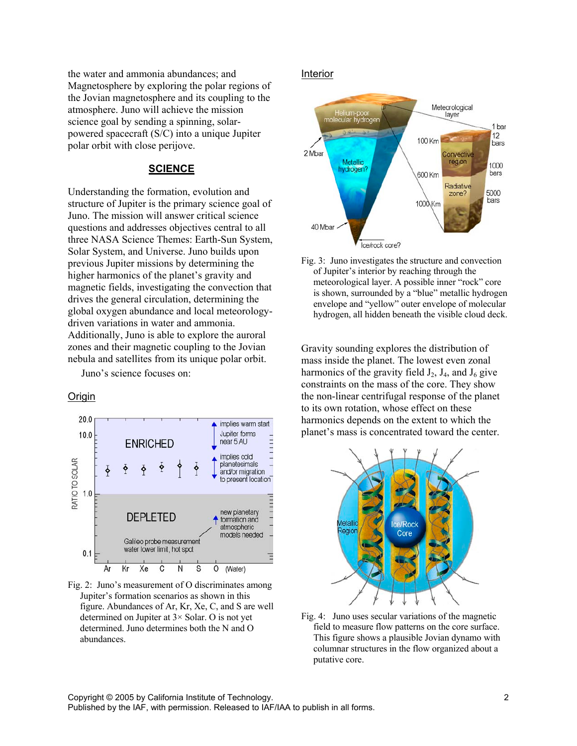the water and ammonia abundances; and Magnetosphere by exploring the polar regions of the Jovian magnetosphere and its coupling to the atmosphere. Juno will achieve the mission science goal by sending a spinning, solar-powered spacecraft (S/C) into a unique Jupiter polar orbit with close perijove.

## SCIENCE

Understanding the formation, evolution and structure of Jupiter is the primary science goal of Juno. The mission will answer critical science questions and addresses objectives central to all three NASA Science Themes: Earth-Sun System, Solar System, and Universe. Juno builds upon previous Jupiter missions by determining the higher harmonics of the planet's gravity and magnetic fields, investigating the convection that drives the general circulation, determining the global oxygen abundance and local meteorology-driven variations in water and ammonia. Additionally, Juno is able to explore the auroral zones and their magnetic coupling to the Jovian nebula and satellites from its unique polar orbit.

Juno's science focuses on:

### Origin

Fig. 2: Juno's measurement of O discriminates among Jupiter's formation scenarios as shown in this figure. Abundances of Ar, Kr, Xe, C, and S are well determined on Jupiter at 3× Solar. O is not yet determined. Juno determines both the N and O abundances.

### Interior

Fig. 3: Juno investigates the structure and convection of Jupiter's interior by reaching through the meteorological layer. A possible inner "rock" core is shown, surrounded by a "blue" metallic hydrogen envelope and "yellow" outer envelope of molecular hydrogen, all hidden beneath the visible cloud deck.

Gravity sounding explores the distribution of mass inside the planet. The lowest even zonal harmonics of the gravity field $J_2$, $J_4$, and $J_6$ give constraints on the mass of the core. They show the non-linear centrifugal response of the planet to its own rotation, whose effect on these harmonics depends on the extent to which the planet's mass is concentrated toward the center.

Fig. 4: Juno uses secular variations of the magnetic field to measure flow patterns on the core surface. This figure shows a plausible Jovian dynamo with columnar structures in the flow organized about a putative core.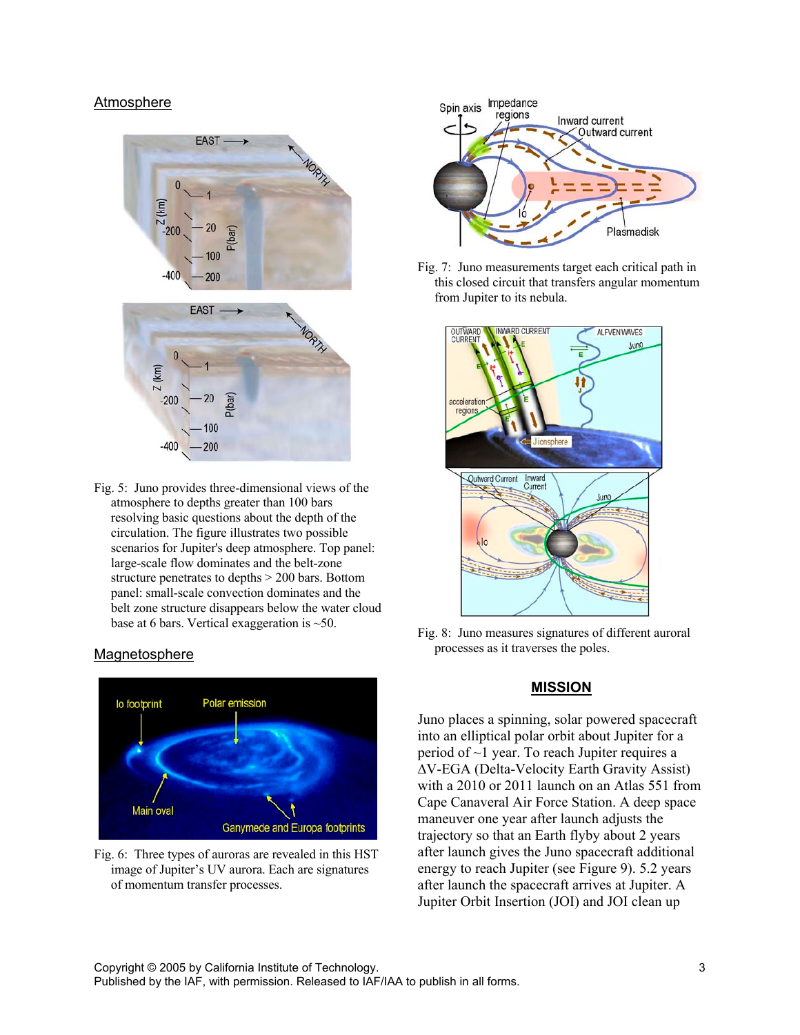## Atmosphere

Fig. 5: Juno provides three-dimensional views of the atmosphere to depths greater than 100 bars resolving basic questions about the depth of the circulation. The figure illustrates two possible scenarios for Jupiter's deep atmosphere. Top panel: large-scale flow dominates and the belt-zone structure penetrates to depths > 200 bars. Bottom panel: small-scale convection dominates and the belt zone structure disappears below the water cloud base at 6 bars. Vertical exaggeration is ~50.

## Magnetosphere

Fig. 6: Three types of auroras are revealed in this HST image of Jupiter's UV aurora. Each are signatures of momentum transfer processes.

Fig. 7: Juno measurements target each critical path in this closed circuit that transfers angular momentum from Jupiter to its nebula.

Fig. 8: Juno measures signatures of different auroral processes as it traverses the poles.

## MISSION

Juno places a spinning, solar powered spacecraft into an elliptical polar orbit about Jupiter for a period of ~1 year. To reach Jupiter requires a ΔV-EGA (Delta-Velocity Earth Gravity Assist) with a 2010 or 2011 launch on an Atlas 551 from Cape Canaveral Air Force Station. A deep space maneuver one year after launch adjusts the trajectory so that an Earth flyby about 2 years after launch gives the Juno spacecraft additional energy to reach Jupiter (see Figure 9). 5.2 years after launch the spacecraft arrives at Jupiter. A Jupiter Orbit Insertion (JOI) and JOI clean up

Copyright © 2005 by California Institute of Technology.
Published by the IAF, with permission. Released to IAF/IAA to publish in all forms.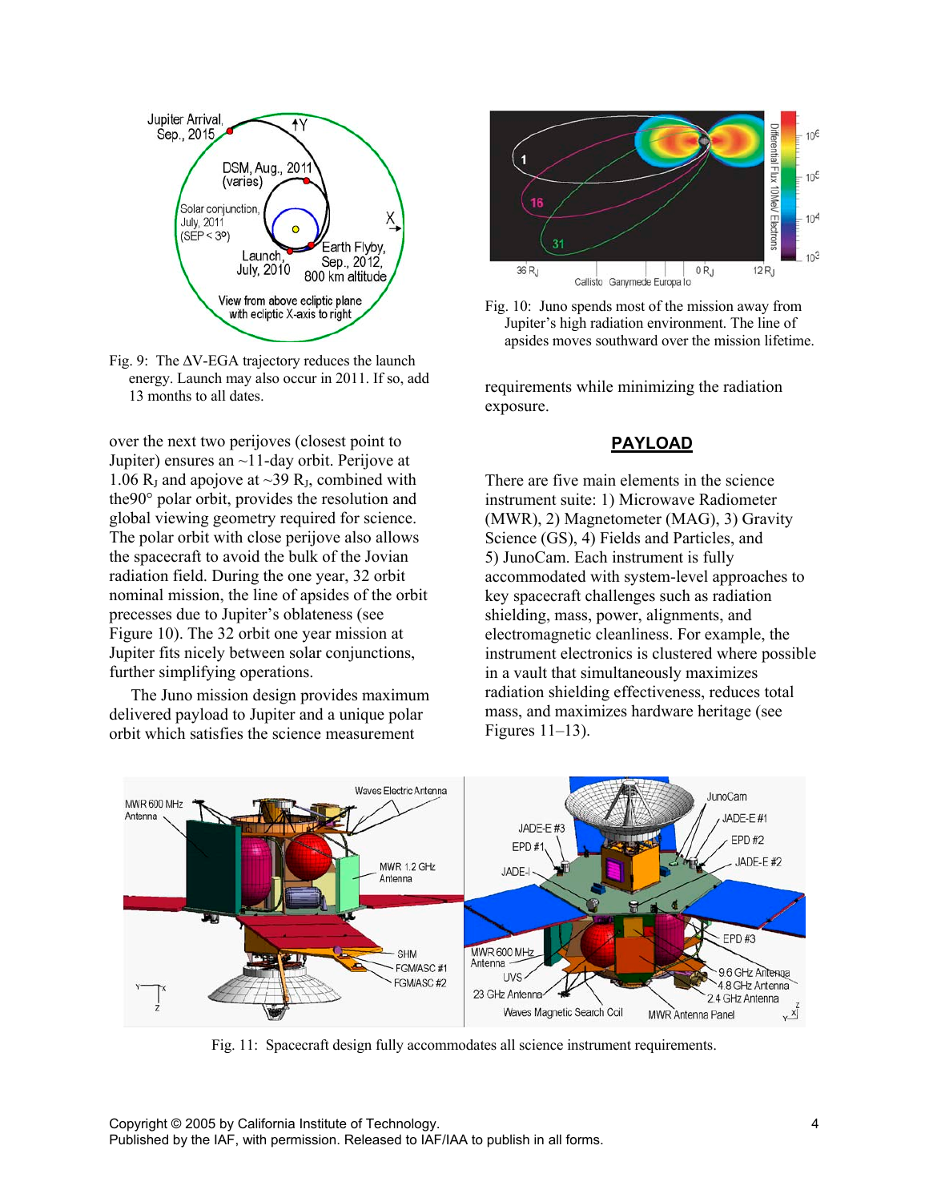Fig. 9: The ΔV-EGA trajectory reduces the launch energy. Launch may also occur in 2011. If so, add 13 months to all dates.

over the next two perijoves (closest point to Jupiter) ensures an ~11-day orbit. Perijove at 1.06 $R_J$ and apojove at ~39 $R_J$, combined with the90° polar orbit, provides the resolution and global viewing geometry required for science. The polar orbit with close perijove also allows the spacecraft to avoid the bulk of the Jovian radiation field. During the one year, 32 orbit nominal mission, the line of apsides of the orbit precesses due to Jupiter's oblateness (see Figure 10). The 32 orbit one year mission at Jupiter fits nicely between solar conjunctions, further simplifying operations.

The Juno mission design provides maximum delivered payload to Jupiter and a unique polar orbit which satisfies the science measurement requirements while minimizing the radiation exposure.

Fig. 10: Juno spends most of the mission away from Jupiter's high radiation environment. The line of apsides moves southward over the mission lifetime.

## PAYLOAD

There are five main elements in the science instrument suite: 1) Microwave Radiometer (MWR), 2) Magnetometer (MAG), 3) Gravity Science (GS), 4) Fields and Particles, and 5) JunoCam. Each instrument is fully accommodated with system-level approaches to key spacecraft challenges such as radiation shielding, mass, power, alignments, and electromagnetic cleanliness. For example, the instrument electronics is clustered where possible in a vault that simultaneously maximizes radiation shielding effectiveness, reduces total mass, and maximizes hardware heritage (see Figures 11–13).

Fig. 11: Spacecraft design fully accommodates all science instrument requirements.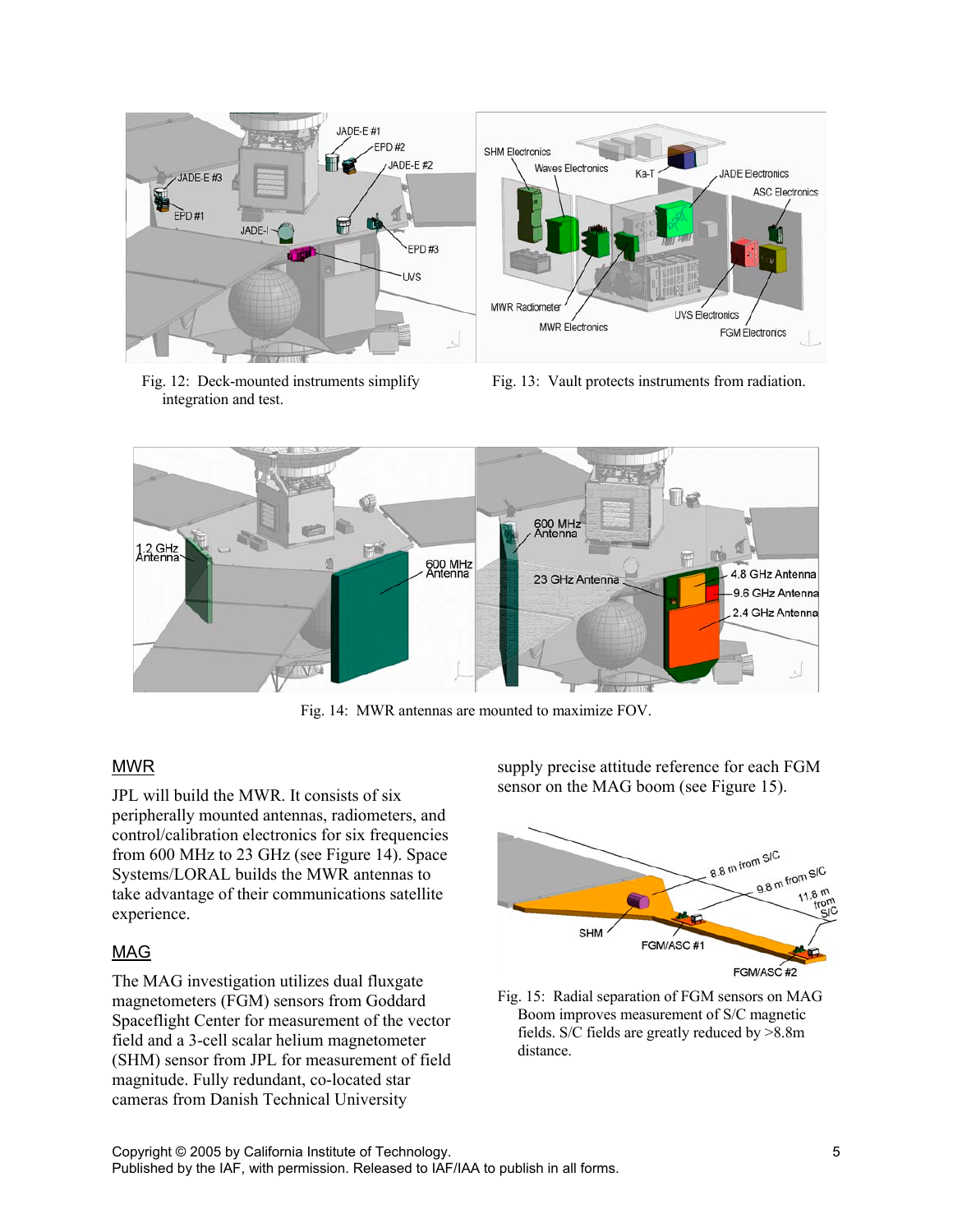Fig. 12: Deck-mounted instruments simplify integration and test.

Fig. 13: Vault protects instruments from radiation.

Fig. 14: MWR antennas are mounted to maximize FOV.

## MWR

JPL will build the MWR. It consists of six peripherally mounted antennas, radiometers, and control/calibration electronics for six frequencies from 600 MHz to 23 GHz (see Figure 14). Space Systems/LORAL builds the MWR antennas to take advantage of their communications satellite experience.

## MAG

The MAG investigation utilizes dual fluxgate magnetometers (FGM) sensors from Goddard Spaceflight Center for measurement of the vector field and a 3-cell scalar helium magnetometer (SHM) sensor from JPL for measurement of field magnitude. Fully redundant, co-located star cameras from Danish Technical University supply precise attitude reference for each FGM sensor on the MAG boom (see Figure 15).

Fig. 15: Radial separation of FGM sensors on MAG Boom improves measurement of S/C magnetic fields. S/C fields are greatly reduced by >8.8m distance.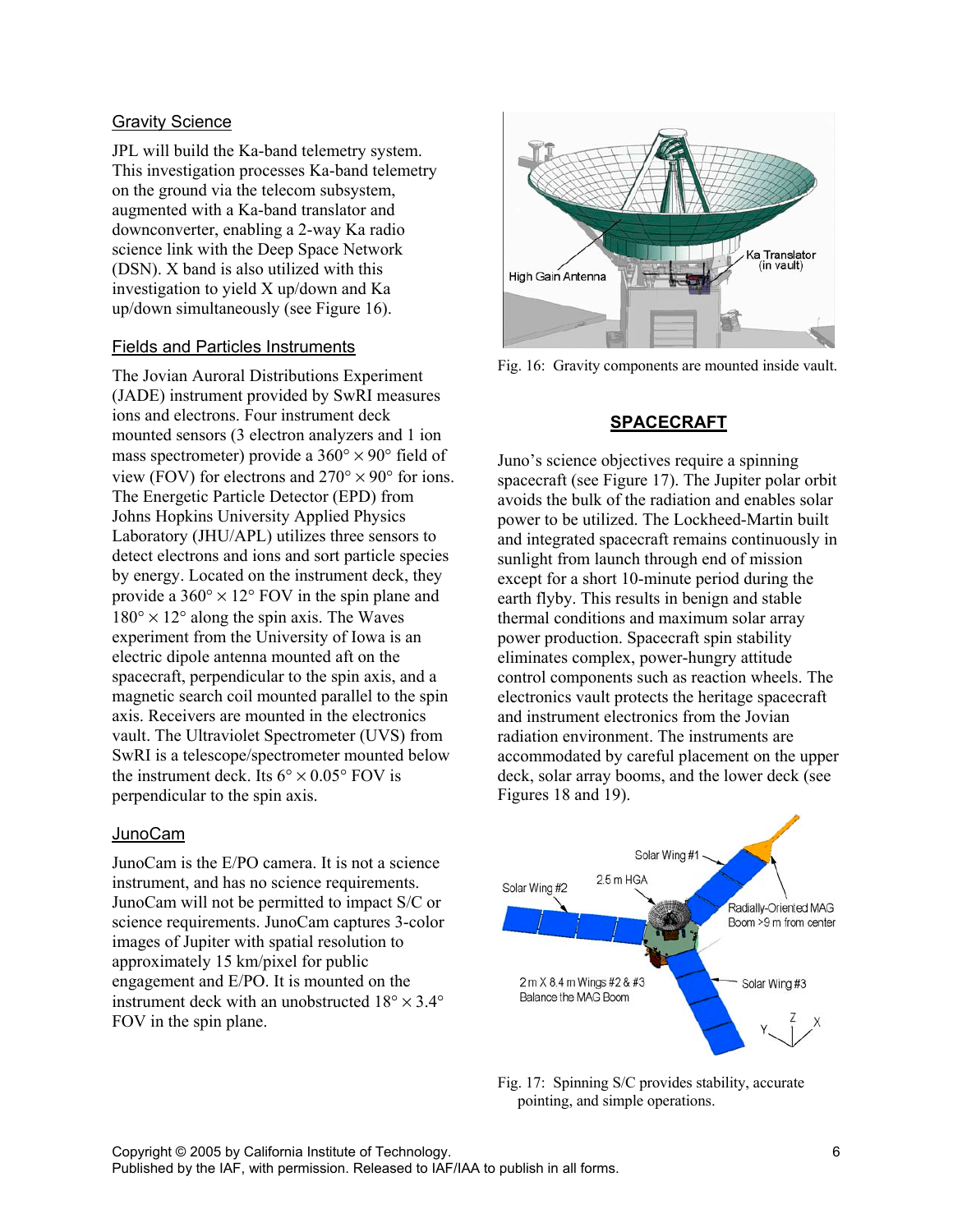## Gravity Science

JPL will build the Ka-band telemetry system. This investigation processes Ka-band telemetry on the ground via the telecom subsystem, augmented with a Ka-band translator and downconverter, enabling a 2-way Ka radio science link with the Deep Space Network (DSN). X band is also utilized with this investigation to yield X up/down and Ka up/down simultaneously (see Figure 16).

## Fields and Particles Instruments

The Jovian Auroral Distributions Experiment (JADE) instrument provided by SwRI measures ions and electrons. Four instrument deck mounted sensors (3 electron analyzers and 1 ion mass spectrometer) provide a $360° \times 90°$ field of view (FOV) for electrons and $270° \times 90°$ for ions. The Energetic Particle Detector (EPD) from Johns Hopkins University Applied Physics Laboratory (JHU/APL) utilizes three sensors to detect electrons and ions and sort particle species by energy. Located on the instrument deck, they provide a $360° \times 12°$ FOV in the spin plane and $180° \times 12°$ along the spin axis. The Waves experiment from the University of Iowa is an electric dipole antenna mounted aft on the spacecraft, perpendicular to the spin axis, and a magnetic search coil mounted parallel to the spin axis. Receivers are mounted in the electronics vault. The Ultraviolet Spectrometer (UVS) from SwRI is a telescope/spectrometer mounted below the instrument deck. Its $6° \times 0.05°$ FOV is perpendicular to the spin axis.

## JunoCam

JunoCam is the E/PO camera. It is not a science instrument, and has no science requirements. JunoCam will not be permitted to impact S/C or science requirements. JunoCam captures 3-color images of Jupiter with spatial resolution to approximately 15 km/pixel for public engagement and E/PO. It is mounted on the instrument deck with an unobstructed $18° \times 3.4°$ FOV in the spin plane.

Fig. 16: Gravity components are mounted inside vault.

# SPACECRAFT

Juno's science objectives require a spinning spacecraft (see Figure 17). The Jupiter polar orbit avoids the bulk of the radiation and enables solar power to be utilized. The Lockheed-Martin built and integrated spacecraft remains continuously in sunlight from launch through end of mission except for a short 10-minute period during the earth flyby. This results in benign and stable thermal conditions and maximum solar array power production. Spacecraft spin stability eliminates complex, power-hungry attitude control components such as reaction wheels. The electronics vault protects the heritage spacecraft and instrument electronics from the Jovian radiation environment. The instruments are accommodated by careful placement on the upper deck, solar array booms, and the lower deck (see Figures 18 and 19).

Fig. 17: Spinning S/C provides stability, accurate pointing, and simple operations.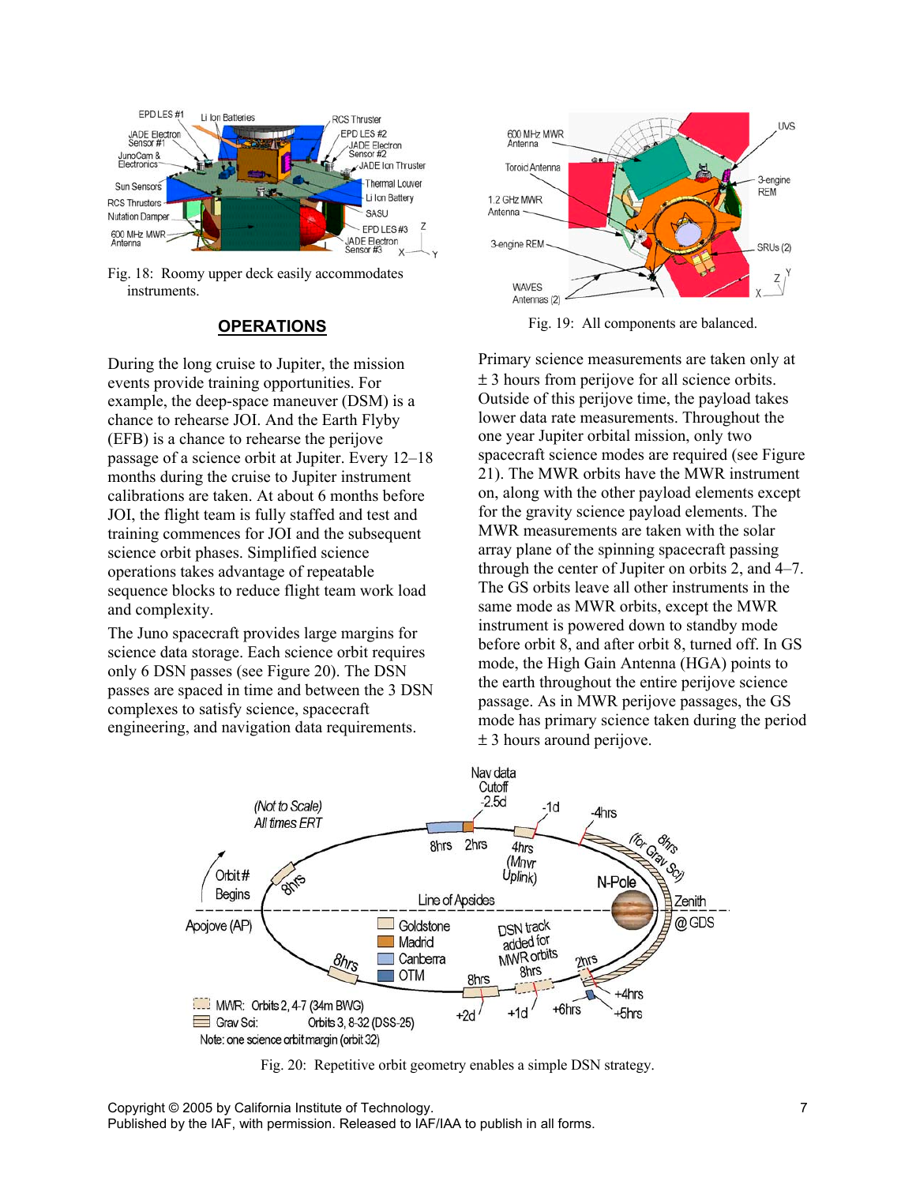Fig. 18: Roomy upper deck easily accommodates instruments.

Fig. 19: All components are balanced.

## OPERATIONS

During the long cruise to Jupiter, the mission events provide training opportunities. For example, the deep-space maneuver (DSM) is a chance to rehearse JOI. And the Earth Flyby (EFB) is a chance to rehearse the perijove passage of a science orbit at Jupiter. Every 12–18 months during the cruise to Jupiter instrument calibrations are taken. At about 6 months before JOI, the flight team is fully staffed and test and training commences for JOI and the subsequent science orbit phases. Simplified science operations takes advantage of repeatable sequence blocks to reduce flight team work load and complexity.

The Juno spacecraft provides large margins for science data storage. Each science orbit requires only 6 DSN passes (see Figure 20). The DSN passes are spaced in time and between the 3 DSN complexes to satisfy science, spacecraft engineering, and navigation data requirements.

Primary science measurements are taken only at ± 3 hours from perijove for all science orbits. Outside of this perijove time, the payload takes lower data rate measurements. Throughout the one year Jupiter orbital mission, only two spacecraft science modes are required (see Figure 21). The MWR orbits have the MWR instrument on, along with the other payload elements except for the gravity science payload elements. The MWR measurements are taken with the solar array plane of the spinning spacecraft passing through the center of Jupiter on orbits 2, and 4–7. The GS orbits leave all other instruments in the same mode as MWR orbits, except the MWR instrument is powered down to standby mode before orbit 8, and after orbit 8, turned off. In GS mode, the High Gain Antenna (HGA) points to the earth throughout the entire perijove science passage. As in MWR perijove passages, the GS mode has primary science taken during the period ± 3 hours around perijove.

Fig. 20: Repetitive orbit geometry enables a simple DSN strategy.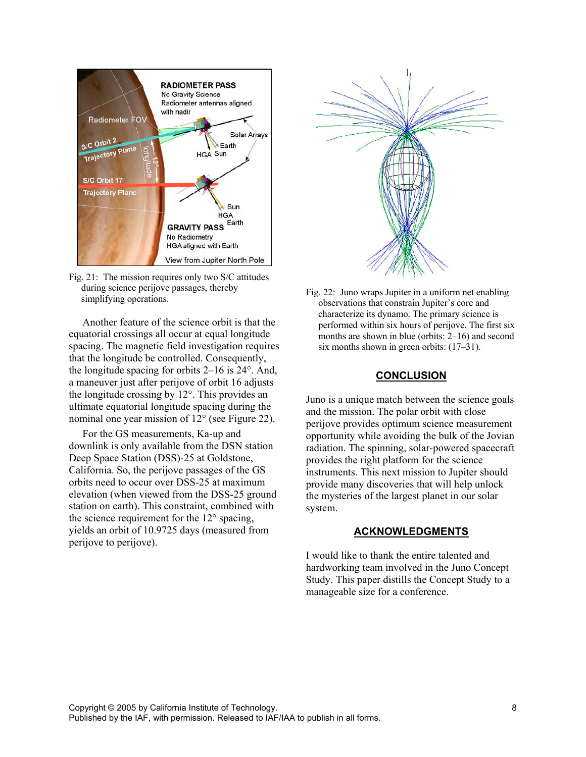RADIOMETER PASS
No Gravity Science
Radiometer antennas aligned with nadir

Radiometer FOV

S/C Orbit 2
Trajectory Plane

Solar Arrays
Earth
HGA Sun

12°
longitude

S/C Orbit 17
Trajectory Plane

Sun
HGA
Earth

GRAVITY PASS
No Radiometry
HGA aligned with Earth

View from Jupiter North Pole

Fig. 21: The mission requires only two S/C attitudes during science perijove passages, thereby simplifying operations.

Another feature of the science orbit is that the equatorial crossings all occur at equal longitude spacing. The magnetic field investigation requires that the longitude be controlled. Consequently, the longitude spacing for orbits 2–16 is 24°. And, a maneuver just after perijove of orbit 16 adjusts the longitude crossing by 12°. This provides an ultimate equatorial longitude spacing during the nominal one year mission of 12° (see Figure 22).

For the GS measurements, Ka-up and downlink is only available from the DSN station Deep Space Station (DSS)-25 at Goldstone, California. So, the perijove passages of the GS orbits need to occur over DSS-25 at maximum elevation (when viewed from the DSS-25 ground station on earth). This constraint, combined with the science requirement for the 12° spacing, yields an orbit of 10.9725 days (measured from perijove to perijove).

Fig. 22: Juno wraps Jupiter in a uniform net enabling observations that constrain Jupiter's core and characterize its dynamo. The primary science is performed within six hours of perijove. The first six months are shown in blue (orbits: 2–16) and second six months shown in green orbits: (17–31).

## CONCLUSION

Juno is a unique match between the science goals and the mission. The polar orbit with close perijove provides optimum science measurement opportunity while avoiding the bulk of the Jovian radiation. The spinning, solar-powered spacecraft provides the right platform for the science instruments. This next mission to Jupiter should provide many discoveries that will help unlock the mysteries of the largest planet in our solar system.

## ACKNOWLEDGMENTS

I would like to thank the entire talented and hardworking team involved in the Juno Concept Study. This paper distills the Concept Study to a manageable size for a conference.

Copyright © 2005 by California Institute of Technology.
Published by the IAF, with permission. Released to IAF/IAA to publish in all forms.